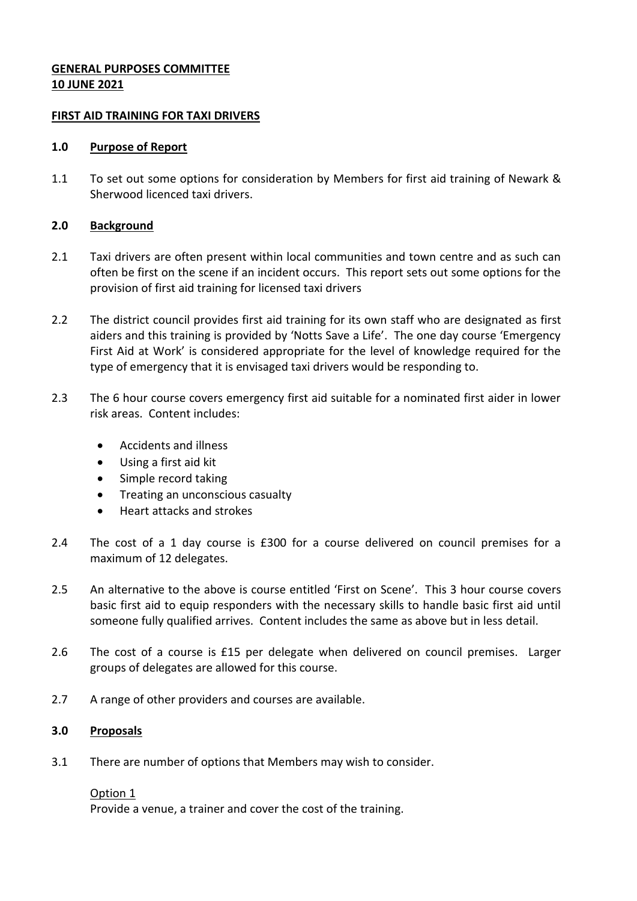**GENERAL PURPOSES COMMITTEE**
**10 JUNE 2021**

**FIRST AID TRAINING FOR TAXI DRIVERS**

## 1.0 Purpose of Report

1.1 To set out some options for consideration by Members for first aid training of Newark & Sherwood licenced taxi drivers.

## 2.0 Background

2.1 Taxi drivers are often present within local communities and town centre and as such can often be first on the scene if an incident occurs. This report sets out some options for the provision of first aid training for licensed taxi drivers

2.2 The district council provides first aid training for its own staff who are designated as first aiders and this training is provided by 'Notts Save a Life'. The one day course 'Emergency First Aid at Work' is considered appropriate for the level of knowledge required for the type of emergency that it is envisaged taxi drivers would be responding to.

2.3 The 6 hour course covers emergency first aid suitable for a nominated first aider in lower risk areas. Content includes:

- Accidents and illness
- Using a first aid kit
- Simple record taking
- Treating an unconscious casualty
- Heart attacks and strokes

2.4 The cost of a 1 day course is £300 for a course delivered on council premises for a maximum of 12 delegates.

2.5 An alternative to the above is course entitled 'First on Scene'. This 3 hour course covers basic first aid to equip responders with the necessary skills to handle basic first aid until someone fully qualified arrives. Content includes the same as above but in less detail.

2.6 The cost of a course is £15 per delegate when delivered on council premises. Larger groups of delegates are allowed for this course.

2.7 A range of other providers and courses are available.

## 3.0 Proposals

3.1 There are number of options that Members may wish to consider.

Option 1
Provide a venue, a trainer and cover the cost of the training.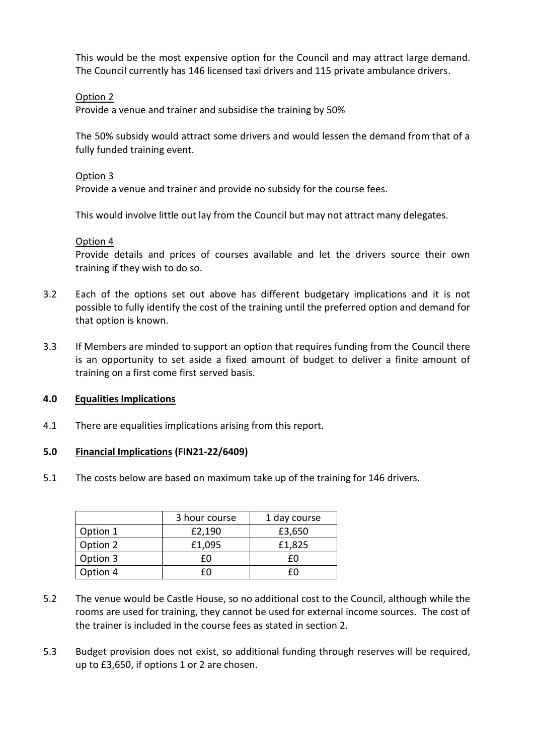This would be the most expensive option for the Council and may attract large demand. The Council currently has 146 licensed taxi drivers and 115 private ambulance drivers.

Option 2
Provide a venue and trainer and subsidise the training by 50%

The 50% subsidy would attract some drivers and would lessen the demand from that of a fully funded training event.

Option 3
Provide a venue and trainer and provide no subsidy for the course fees.

This would involve little out lay from the Council but may not attract many delegates.

Option 4
Provide details and prices of courses available and let the drivers source their own training if they wish to do so.

3.2 Each of the options set out above has different budgetary implications and it is not possible to fully identify the cost of the training until the preferred option and demand for that option is known.

3.3 If Members are minded to support an option that requires funding from the Council there is an opportunity to set aside a fixed amount of budget to deliver a finite amount of training on a first come first served basis.

## 4.0 Equalities Implications

4.1 There are equalities implications arising from this report.

## 5.0 Financial Implications (FIN21-22/6409)

5.1 The costs below are based on maximum take up of the training for 146 drivers.

| | 3 hour course | 1 day course |
|---|---|---|
| Option 1 | £2,190 | £3,650 |
| Option 2 | £1,095 | £1,825 |
| Option 3 | £0 | £0 |
| Option 4 | £0 | £0 |

5.2 The venue would be Castle House, so no additional cost to the Council, although while the rooms are used for training, they cannot be used for external income sources. The cost of the trainer is included in the course fees as stated in section 2.

5.3 Budget provision does not exist, so additional funding through reserves will be required, up to £3,650, if options 1 or 2 are chosen.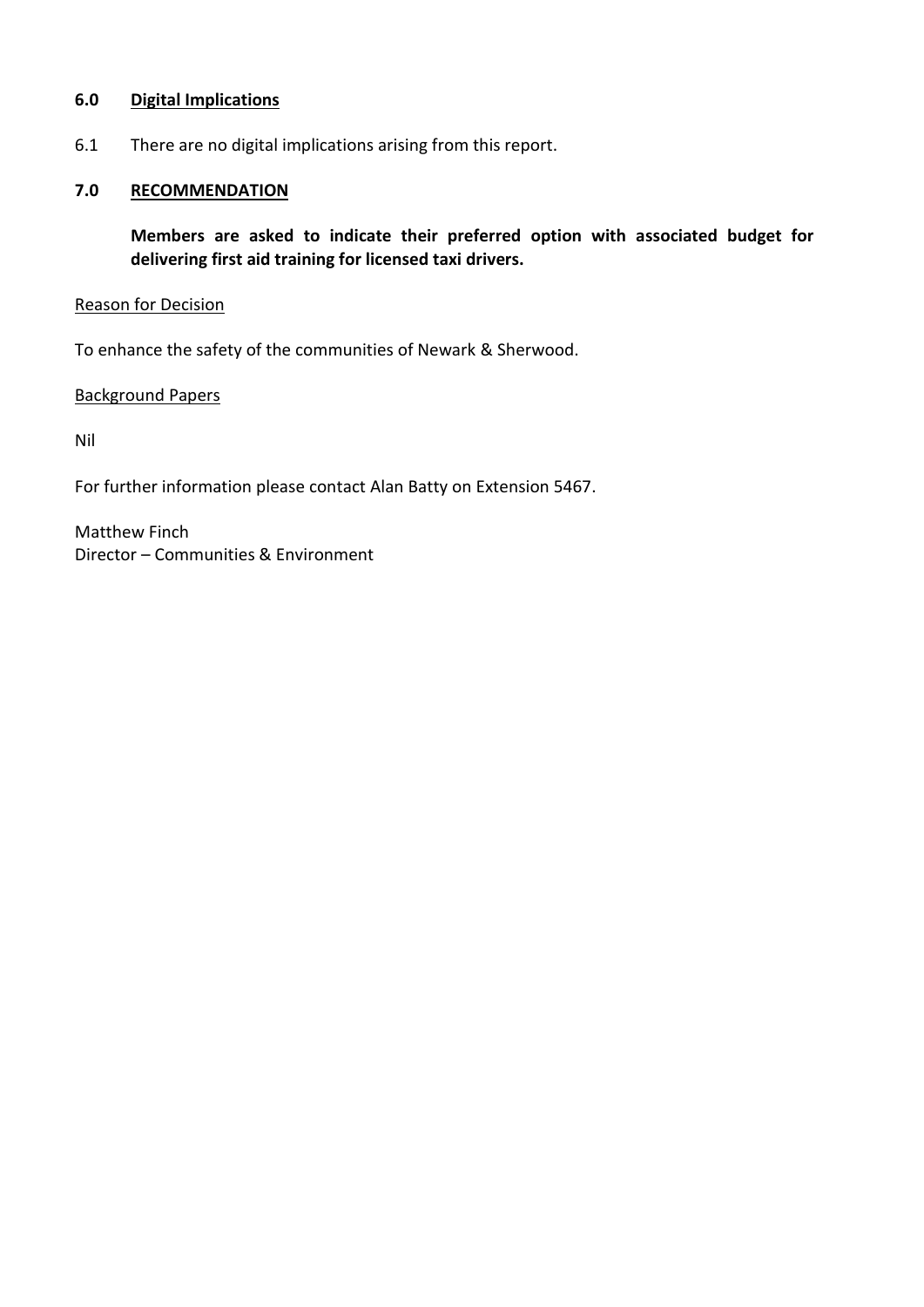## 6.0 <u>Digital Implications</u>

6.1 There are no digital implications arising from this report.

## 7.0 <u>RECOMMENDATION</u>

**Members are asked to indicate their preferred option with associated budget for delivering first aid training for licensed taxi drivers.**

<u>Reason for Decision</u>

To enhance the safety of the communities of Newark & Sherwood.

<u>Background Papers</u>

Nil

For further information please contact Alan Batty on Extension 5467.

Matthew Finch
Director – Communities & Environment